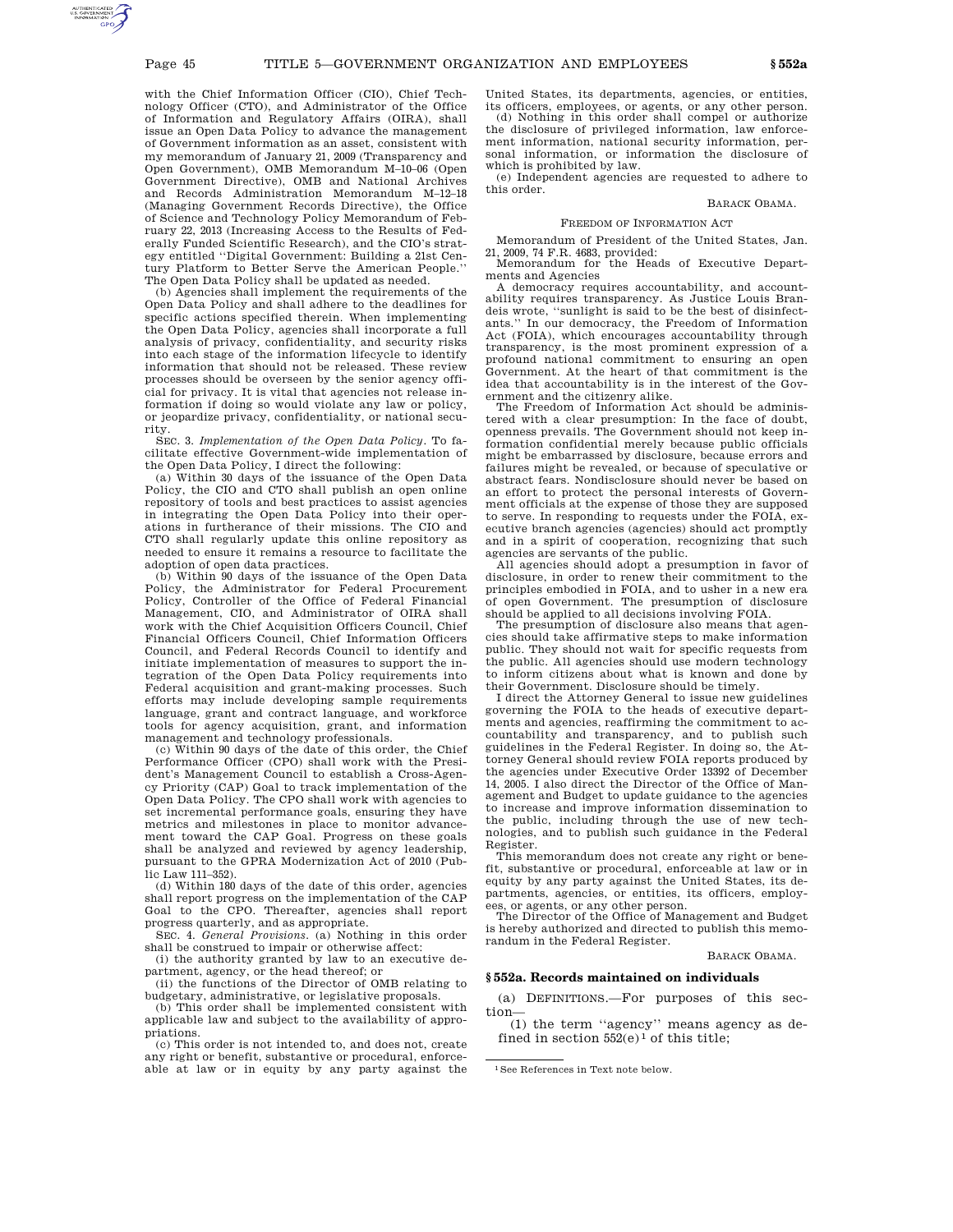with the Chief Information Officer (CIO), Chief Technology Officer (CTO), and Administrator of the Office of Information and Regulatory Affairs (OIRA), shall issue an Open Data Policy to advance the management of Government information as an asset, consistent with my memorandum of January 21, 2009 (Transparency and Open Government), OMB Memorandum M–10–06 (Open Government Directive), OMB and National Archives and Records Administration Memorandum M–12–18 (Managing Government Records Directive), the Office of Science and Technology Policy Memorandum of February 22, 2013 (Increasing Access to the Results of Federally Funded Scientific Research), and the CIO's strategy entitled ''Digital Government: Building a 21st Century Platform to Better Serve the American People.'' The Open Data Policy shall be updated as needed.

(b) Agencies shall implement the requirements of the Open Data Policy and shall adhere to the deadlines for specific actions specified therein. When implementing the Open Data Policy, agencies shall incorporate a full analysis of privacy, confidentiality, and security risks into each stage of the information lifecycle to identify information that should not be released. These review processes should be overseen by the senior agency official for privacy. It is vital that agencies not release information if doing so would violate any law or policy, or jeopardize privacy, confidentiality, or national security.

SEC. 3. *Implementation of the Open Data Policy*. To facilitate effective Government-wide implementation of the Open Data Policy, I direct the following:

(a) Within 30 days of the issuance of the Open Data Policy, the CIO and CTO shall publish an open online repository of tools and best practices to assist agencies in integrating the Open Data Policy into their operations in furtherance of their missions. The CIO and CTO shall regularly update this online repository as needed to ensure it remains a resource to facilitate the adoption of open data practices.

(b) Within 90 days of the issuance of the Open Data Policy, the Administrator for Federal Procurement Policy, Controller of the Office of Federal Financial Management, CIO, and Administrator of OIRA shall work with the Chief Acquisition Officers Council, Chief Financial Officers Council, Chief Information Officers Council, and Federal Records Council to identify and initiate implementation of measures to support the integration of the Open Data Policy requirements into Federal acquisition and grant-making processes. Such efforts may include developing sample requirements language, grant and contract language, and workforce tools for agency acquisition, grant, and information management and technology professionals.

(c) Within 90 days of the date of this order, the Chief Performance Officer (CPO) shall work with the President's Management Council to establish a Cross-Agency Priority (CAP) Goal to track implementation of the Open Data Policy. The CPO shall work with agencies to set incremental performance goals, ensuring they have metrics and milestones in place to monitor advancement toward the CAP Goal. Progress on these goals shall be analyzed and reviewed by agency leadership, pursuant to the GPRA Modernization Act of 2010 (Public Law 111–352).

(d) Within 180 days of the date of this order, agencies shall report progress on the implementation of the CAP Goal to the CPO. Thereafter, agencies shall report progress quarterly, and as appropriate.

SEC. 4. *General Provisions*. (a) Nothing in this order shall be construed to impair or otherwise affect:

(i) the authority granted by law to an executive department, agency, or the head thereof; or

(ii) the functions of the Director of OMB relating to budgetary, administrative, or legislative proposals.

(b) This order shall be implemented consistent with applicable law and subject to the availability of appropriations.

(c) This order is not intended to, and does not, create any right or benefit, substantive or procedural, enforceable at law or in equity by any party against the United States, its departments, agencies, or entities, its officers, employees, or agents, or any other person.

(d) Nothing in this order shall compel or authorize the disclosure of privileged information, law enforcement information, national security information, personal information, or information the disclosure of which is prohibited by law.

(e) Independent agencies are requested to adhere to this order.

BARACK OBAMA.

FREEDOM OF INFORMATION ACT

Memorandum of President of the United States, Jan. 21, 2009, 74 F.R. 4683, provided:

Memorandum for the Heads of Executive Departments and Agencies

A democracy requires accountability, and accountability requires transparency. As Justice Louis Brandeis wrote, ''sunlight is said to be the best of disinfectants.'' In our democracy, the Freedom of Information Act (FOIA), which encourages accountability through transparency, is the most prominent expression of a profound national commitment to ensuring an open Government. At the heart of that commitment is the idea that accountability is in the interest of the Government and the citizenry alike.

The Freedom of Information Act should be administered with a clear presumption: In the face of doubt, openness prevails. The Government should not keep information confidential merely because public officials might be embarrassed by disclosure, because errors and failures might be revealed, or because of speculative or abstract fears. Nondisclosure should never be based on an effort to protect the personal interests of Government officials at the expense of those they are supposed to serve. In responding to requests under the FOIA, executive branch agencies (agencies) should act promptly and in a spirit of cooperation, recognizing that such agencies are servants of the public.

All agencies should adopt a presumption in favor of disclosure, in order to renew their commitment to the principles embodied in FOIA, and to usher in a new era of open Government. The presumption of disclosure should be applied to all decisions involving FOIA.

The presumption of disclosure also means that agencies should take affirmative steps to make information public. They should not wait for specific requests from the public. All agencies should use modern technology to inform citizens about what is known and done by their Government. Disclosure should be timely.

I direct the Attorney General to issue new guidelines governing the FOIA to the heads of executive departments and agencies, reaffirming the commitment to accountability and transparency, and to publish such guidelines in the Federal Register. In doing so, the Attorney General should review FOIA reports produced by the agencies under Executive Order 13392 of December 14, 2005. I also direct the Director of the Office of Management and Budget to update guidance to the agencies to increase and improve information dissemination to the public, including through the use of new technologies, and to publish such guidance in the Federal Register.

This memorandum does not create any right or benefit, substantive or procedural, enforceable at law or in equity by any party against the United States, its departments, agencies, or entities, its officers, employees, or agents, or any other person.

The Director of the Office of Management and Budget is hereby authorized and directed to publish this memorandum in the Federal Register.

BARACK OBAMA.

## § 552a. Records maintained on individuals

(a) DEFINITIONS.—For purposes of this section—

(1) the term ''agency'' means agency as defined in section 552(e)[1] of this title;

[1] See References in Text note below.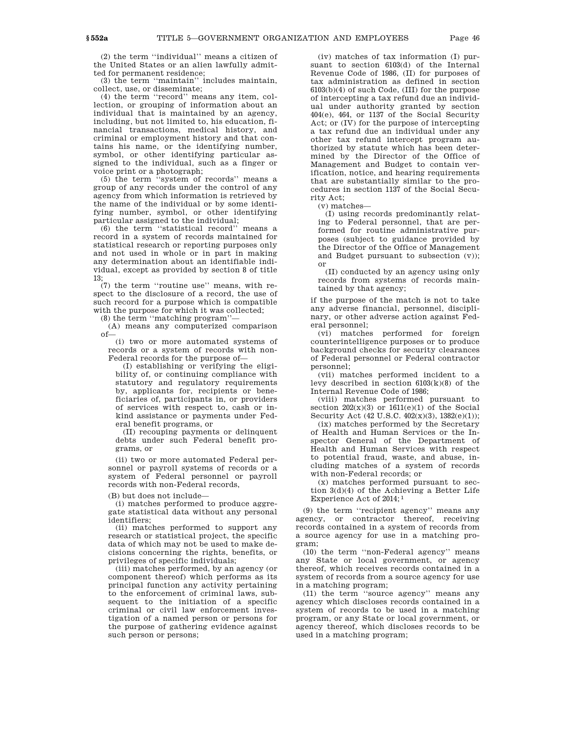(2) the term ''individual'' means a citizen of the United States or an alien lawfully admitted for permanent residence;

(3) the term ''maintain'' includes maintain, collect, use, or disseminate;

(4) the term ''record'' means any item, collection, or grouping of information about an individual that is maintained by an agency, including, but not limited to, his education, financial transactions, medical history, and criminal or employment history and that contains his name, or the identifying number, symbol, or other identifying particular assigned to the individual, such as a finger or voice print or a photograph;

(5) the term ''system of records'' means a group of any records under the control of any agency from which information is retrieved by the name of the individual or by some identifying number, symbol, or other identifying particular assigned to the individual;

(6) the term ''statistical record'' means a record in a system of records maintained for statistical research or reporting purposes only and not used in whole or in part in making any determination about an identifiable individual, except as provided by section 8 of title 13;

(7) the term ''routine use'' means, with respect to the disclosure of a record, the use of such record for a purpose which is compatible with the purpose for which it was collected;

(8) the term ''matching program''—

(A) means any computerized comparison of—

(i) two or more automated systems of records or a system of records with non-Federal records for the purpose of—

(I) establishing or verifying the eligibility of, or continuing compliance with statutory and regulatory requirements by, applicants for, recipients or beneficiaries of, participants in, or providers of services with respect to, cash or in-kind assistance or payments under Federal benefit programs, or

(II) recouping payments or delinquent debts under such Federal benefit programs, or

(ii) two or more automated Federal personnel or payroll systems of records or a system of Federal personnel or payroll records with non-Federal records,

(B) but does not include—

(i) matches performed to produce aggregate statistical data without any personal identifiers;

(ii) matches performed to support any research or statistical project, the specific data of which may not be used to make decisions concerning the rights, benefits, or privileges of specific individuals;

(iii) matches performed, by an agency (or component thereof) which performs as its principal function any activity pertaining to the enforcement of criminal laws, subsequent to the initiation of a specific criminal or civil law enforcement investigation of a named person or persons for the purpose of gathering evidence against such person or persons;

(iv) matches of tax information (I) pursuant to section 6103(d) of the Internal Revenue Code of 1986, (II) for purposes of tax administration as defined in section 6103(b)(4) of such Code, (III) for the purpose of intercepting a tax refund due an individual under authority granted by section 404(e), 464, or 1137 of the Social Security Act; or (IV) for the purpose of intercepting a tax refund due an individual under any other tax refund intercept program authorized by statute which has been determined by the Director of the Office of Management and Budget to contain verification, notice, and hearing requirements that are substantially similar to the procedures in section 1137 of the Social Security Act;

(v) matches—

(I) using records predominantly relating to Federal personnel, that are performed for routine administrative purposes (subject to guidance provided by the Director of the Office of Management and Budget pursuant to subsection (v)); or

(II) conducted by an agency using only records from systems of records maintained by that agency;

if the purpose of the match is not to take any adverse financial, personnel, disciplinary, or other adverse action against Federal personnel;

(vi) matches performed for foreign counterintelligence purposes or to produce background checks for security clearances of Federal personnel or Federal contractor personnel;

(vii) matches performed incident to a levy described in section 6103(k)(8) of the Internal Revenue Code of 1986;

(viii) matches performed pursuant to section 202(x)(3) or 1611(e)(1) of the Social Security Act (42 U.S.C. 402(x)(3), 1382(e)(1));

(ix) matches performed by the Secretary of Health and Human Services or the Inspector General of the Department of Health and Human Services with respect to potential fraud, waste, and abuse, including matches of a system of records with non-Federal records; or

(x) matches performed pursuant to section 3(d)(4) of the Achieving a Better Life Experience Act of 2014;[1]

(9) the term ''recipient agency'' means any agency, or contractor thereof, receiving records contained in a system of records from a source agency for use in a matching program;

(10) the term ''non-Federal agency'' means any State or local government, or agency thereof, which receives records contained in a system of records from a source agency for use in a matching program;

(11) the term ''source agency'' means any agency which discloses records contained in a system of records to be used in a matching program, or any State or local government, or agency thereof, which discloses records to be used in a matching program;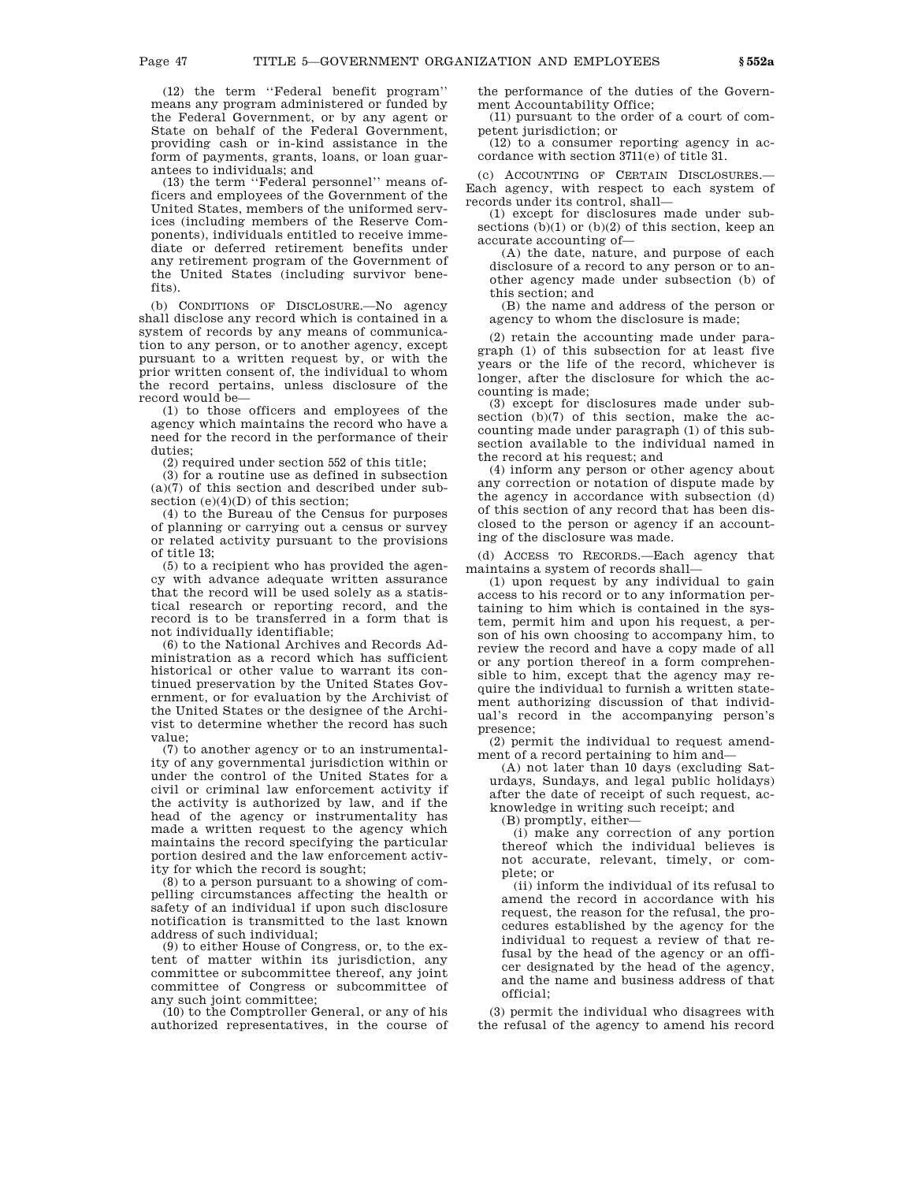(12) the term ''Federal benefit program'' means any program administered or funded by the Federal Government, or by any agent or State on behalf of the Federal Government, providing cash or in-kind assistance in the form of payments, grants, loans, or loan guarantees to individuals; and

(13) the term ''Federal personnel'' means officers and employees of the Government of the United States, members of the uniformed services (including members of the Reserve Components), individuals entitled to receive immediate or deferred retirement benefits under any retirement program of the Government of the United States (including survivor benefits).

(b) CONDITIONS OF DISCLOSURE.—No agency shall disclose any record which is contained in a system of records by any means of communication to any person, or to another agency, except pursuant to a written request by, or with the prior written consent of, the individual to whom the record pertains, unless disclosure of the record would be—

(1) to those officers and employees of the agency which maintains the record who have a need for the record in the performance of their duties;

(2) required under section 552 of this title;

(3) for a routine use as defined in subsection (a)(7) of this section and described under subsection (e)(4)(D) of this section;

(4) to the Bureau of the Census for purposes of planning or carrying out a census or survey or related activity pursuant to the provisions of title 13;

(5) to a recipient who has provided the agency with advance adequate written assurance that the record will be used solely as a statistical research or reporting record, and the record is to be transferred in a form that is not individually identifiable;

(6) to the National Archives and Records Administration as a record which has sufficient historical or other value to warrant its continued preservation by the United States Government, or for evaluation by the Archivist of the United States or the designee of the Archivist to determine whether the record has such value;

(7) to another agency or to an instrumentality of any governmental jurisdiction within or under the control of the United States for a civil or criminal law enforcement activity if the activity is authorized by law, and if the head of the agency or instrumentality has made a written request to the agency which maintains the record specifying the particular portion desired and the law enforcement activity for which the record is sought;

(8) to a person pursuant to a showing of compelling circumstances affecting the health or safety of an individual if upon such disclosure notification is transmitted to the last known address of such individual;

(9) to either House of Congress, or, to the extent of matter within its jurisdiction, any committee or subcommittee thereof, any joint committee of Congress or subcommittee of any such joint committee;

(10) to the Comptroller General, or any of his authorized representatives, in the course of the performance of the duties of the Government Accountability Office;

(11) pursuant to the order of a court of competent jurisdiction; or

(12) to a consumer reporting agency in accordance with section 3711(e) of title 31.

(c) ACCOUNTING OF CERTAIN DISCLOSURES.—Each agency, with respect to each system of records under its control, shall—

(1) except for disclosures made under subsections (b)(1) or (b)(2) of this section, keep an accurate accounting of—

(A) the date, nature, and purpose of each disclosure of a record to any person or to another agency made under subsection (b) of this section; and

(B) the name and address of the person or agency to whom the disclosure is made;

(2) retain the accounting made under paragraph (1) of this subsection for at least five years or the life of the record, whichever is longer, after the disclosure for which the accounting is made;

(3) except for disclosures made under subsection (b)(7) of this section, make the accounting made under paragraph (1) of this subsection available to the individual named in the record at his request; and

(4) inform any person or other agency about any correction or notation of dispute made by the agency in accordance with subsection (d) of this section of any record that has been disclosed to the person or agency if an accounting of the disclosure was made.

(d) ACCESS TO RECORDS.—Each agency that maintains a system of records shall—

(1) upon request by any individual to gain access to his record or to any information pertaining to him which is contained in the system, permit him and upon his request, a person of his own choosing to accompany him, to review the record and have a copy made of all or any portion thereof in a form comprehensible to him, except that the agency may require the individual to furnish a written statement authorizing discussion of that individual's record in the accompanying person's presence;

(2) permit the individual to request amendment of a record pertaining to him and—

(A) not later than 10 days (excluding Saturdays, Sundays, and legal public holidays) after the date of receipt of such request, acknowledge in writing such receipt; and

(B) promptly, either—

(i) make any correction of any portion thereof which the individual believes is not accurate, relevant, timely, or complete; or

(ii) inform the individual of its refusal to amend the record in accordance with his request, the reason for the refusal, the procedures established by the agency for the individual to request a review of that refusal by the head of the agency or an officer designated by the head of the agency, and the name and business address of that official;

(3) permit the individual who disagrees with the refusal of the agency to amend his record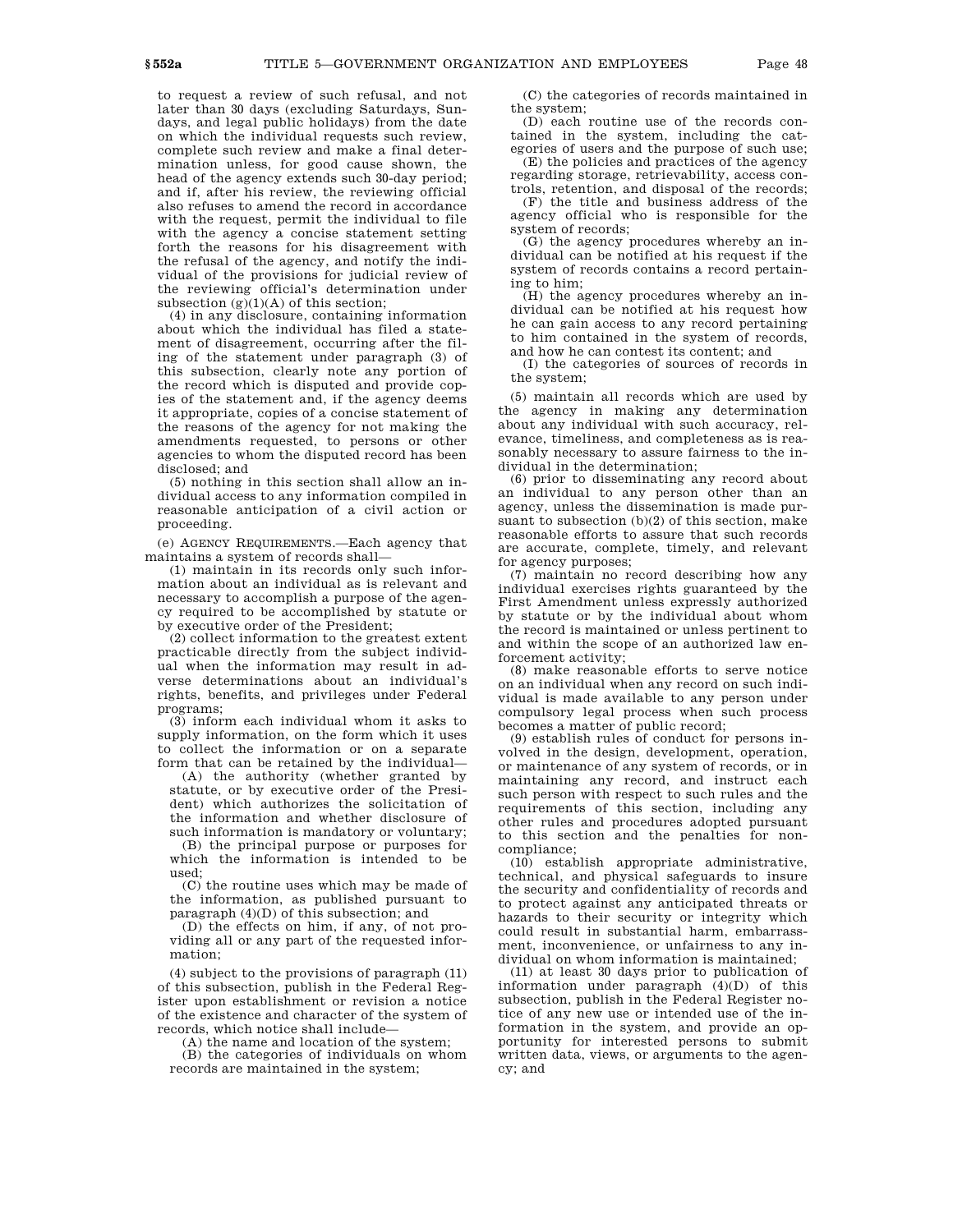to request a review of such refusal, and not later than 30 days (excluding Saturdays, Sundays, and legal public holidays) from the date on which the individual requests such review, complete such review and make a final determination unless, for good cause shown, the head of the agency extends such 30-day period; and if, after his review, the reviewing official also refuses to amend the record in accordance with the request, permit the individual to file with the agency a concise statement setting forth the reasons for his disagreement with the refusal of the agency, and notify the individual of the provisions for judicial review of the reviewing official's determination under subsection (g)(1)(A) of this section;

(4) in any disclosure, containing information about which the individual has filed a statement of disagreement, occurring after the filing of the statement under paragraph (3) of this subsection, clearly note any portion of the record which is disputed and provide copies of the statement and, if the agency deems it appropriate, copies of a concise statement of the reasons of the agency for not making the amendments requested, to persons or other agencies to whom the disputed record has been disclosed; and

(5) nothing in this section shall allow an individual access to any information compiled in reasonable anticipation of a civil action or proceeding.

(e) AGENCY REQUIREMENTS.—Each agency that maintains a system of records shall—

(1) maintain in its records only such information about an individual as is relevant and necessary to accomplish a purpose of the agency required to be accomplished by statute or by executive order of the President;

(2) collect information to the greatest extent practicable directly from the subject individual when the information may result in adverse determinations about an individual's rights, benefits, and privileges under Federal programs;

(3) inform each individual whom it asks to supply information, on the form which it uses to collect the information or on a separate form that can be retained by the individual—

(A) the authority (whether granted by statute, or by executive order of the President) which authorizes the solicitation of the information and whether disclosure of such information is mandatory or voluntary;

(B) the principal purpose or purposes for which the information is intended to be used;

(C) the routine uses which may be made of the information, as published pursuant to paragraph (4)(D) of this subsection; and

(D) the effects on him, if any, of not providing all or any part of the requested information;

(4) subject to the provisions of paragraph (11) of this subsection, publish in the Federal Register upon establishment or revision a notice of the existence and character of the system of records, which notice shall include—

(A) the name and location of the system;

(B) the categories of individuals on whom records are maintained in the system;

(C) the categories of records maintained in the system;

(D) each routine use of the records contained in the system, including the categories of users and the purpose of such use;

(E) the policies and practices of the agency regarding storage, retrievability, access controls, retention, and disposal of the records;

(F) the title and business address of the agency official who is responsible for the system of records;

(G) the agency procedures whereby an individual can be notified at his request if the system of records contains a record pertaining to him;

(H) the agency procedures whereby an individual can be notified at his request how he can gain access to any record pertaining to him contained in the system of records, and how he can contest its content; and

(I) the categories of sources of records in the system;

(5) maintain all records which are used by the agency in making any determination about any individual with such accuracy, relevance, timeliness, and completeness as is reasonably necessary to assure fairness to the individual in the determination;

(6) prior to disseminating any record about an individual to any person other than an agency, unless the dissemination is made pursuant to subsection (b)(2) of this section, make reasonable efforts to assure that such records are accurate, complete, timely, and relevant for agency purposes;

(7) maintain no record describing how any individual exercises rights guaranteed by the First Amendment unless expressly authorized by statute or by the individual about whom the record is maintained or unless pertinent to and within the scope of an authorized law enforcement activity;

(8) make reasonable efforts to serve notice on an individual when any record on such individual is made available to any person under compulsory legal process when such process becomes a matter of public record;

(9) establish rules of conduct for persons involved in the design, development, operation, or maintenance of any system of records, or in maintaining any record, and instruct each such person with respect to such rules and the requirements of this section, including any other rules and procedures adopted pursuant to this section and the penalties for noncompliance;

(10) establish appropriate administrative, technical, and physical safeguards to insure the security and confidentiality of records and to protect against any anticipated threats or hazards to their security or integrity which could result in substantial harm, embarrassment, inconvenience, or unfairness to any individual on whom information is maintained;

(11) at least 30 days prior to publication of information under paragraph (4)(D) of this subsection, publish in the Federal Register notice of any new use or intended use of the information in the system, and provide an opportunity for interested persons to submit written data, views, or arguments to the agency; and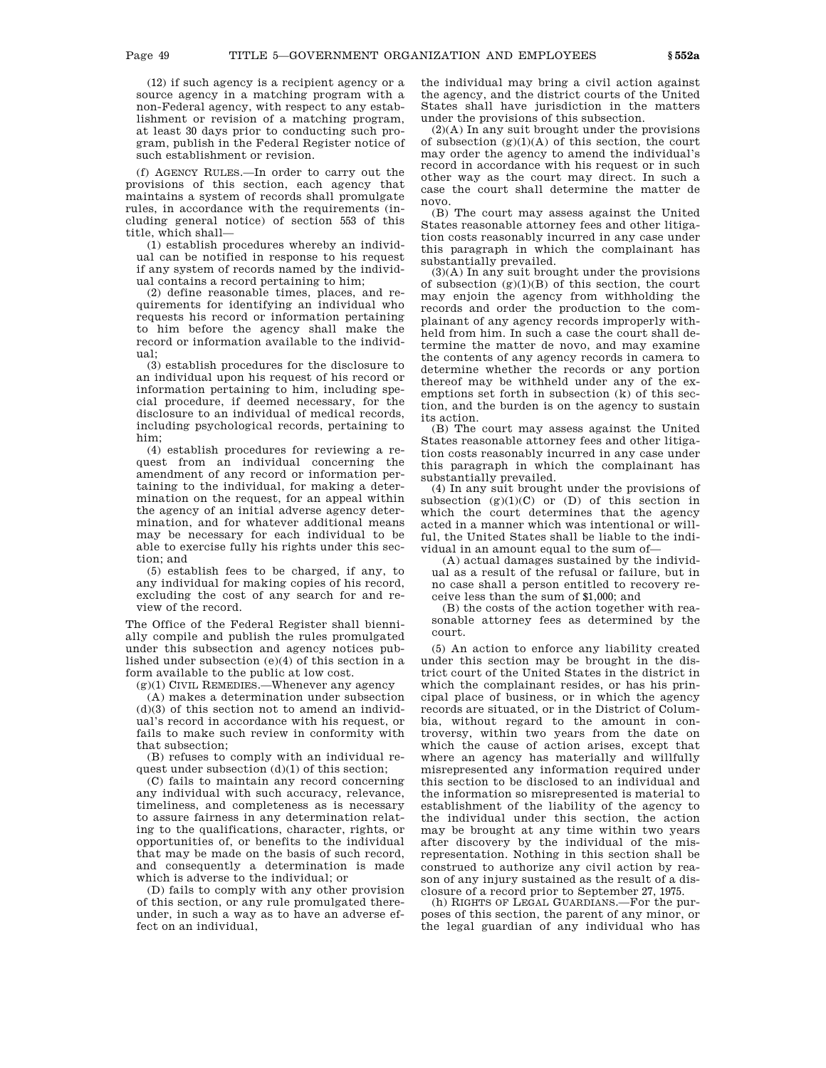(12) if such agency is a recipient agency or a source agency in a matching program with a non-Federal agency, with respect to any establishment or revision of a matching program, at least 30 days prior to conducting such program, publish in the Federal Register notice of such establishment or revision.

(f) AGENCY RULES.—In order to carry out the provisions of this section, each agency that maintains a system of records shall promulgate rules, in accordance with the requirements (including general notice) of section 553 of this title, which shall—

(1) establish procedures whereby an individual can be notified in response to his request if any system of records named by the individual contains a record pertaining to him;

(2) define reasonable times, places, and requirements for identifying an individual who requests his record or information pertaining to him before the agency shall make the record or information available to the individual;

(3) establish procedures for the disclosure to an individual upon his request of his record or information pertaining to him, including special procedure, if deemed necessary, for the disclosure to an individual of medical records, including psychological records, pertaining to him;

(4) establish procedures for reviewing a request from an individual concerning the amendment of any record or information pertaining to the individual, for making a determination on the request, for an appeal within the agency of an initial adverse agency determination, and for whatever additional means may be necessary for each individual to be able to exercise fully his rights under this section; and

(5) establish fees to be charged, if any, to any individual for making copies of his record, excluding the cost of any search for and review of the record.

The Office of the Federal Register shall biennially compile and publish the rules promulgated under this subsection and agency notices published under subsection (e)(4) of this section in a form available to the public at low cost.

(g)(1) CIVIL REMEDIES.—Whenever any agency

(A) makes a determination under subsection (d)(3) of this section not to amend an individual's record in accordance with his request, or fails to make such review in conformity with that subsection;

(B) refuses to comply with an individual request under subsection (d)(1) of this section;

(C) fails to maintain any record concerning any individual with such accuracy, relevance, timeliness, and completeness as is necessary to assure fairness in any determination relating to the qualifications, character, rights, or opportunities of, or benefits to the individual that may be made on the basis of such record, and consequently a determination is made which is adverse to the individual; or

(D) fails to comply with any other provision of this section, or any rule promulgated thereunder, in such a way as to have an adverse effect on an individual,

the individual may bring a civil action against the agency, and the district courts of the United States shall have jurisdiction in the matters under the provisions of this subsection.

(2)(A) In any suit brought under the provisions of subsection (g)(1)(A) of this section, the court may order the agency to amend the individual's record in accordance with his request or in such other way as the court may direct. In such a case the court shall determine the matter de novo.

(B) The court may assess against the United States reasonable attorney fees and other litigation costs reasonably incurred in any case under this paragraph in which the complainant has substantially prevailed.

(3)(A) In any suit brought under the provisions of subsection (g)(1)(B) of this section, the court may enjoin the agency from withholding the records and order the production to the complainant of any agency records improperly withheld from him. In such a case the court shall determine the matter de novo, and may examine the contents of any agency records in camera to determine whether the records or any portion thereof may be withheld under any of the exemptions set forth in subsection (k) of this section, and the burden is on the agency to sustain its action.

(B) The court may assess against the United States reasonable attorney fees and other litigation costs reasonably incurred in any case under this paragraph in which the complainant has substantially prevailed.

(4) In any suit brought under the provisions of subsection (g)(1)(C) or (D) of this section in which the court determines that the agency acted in a manner which was intentional or willful, the United States shall be liable to the individual in an amount equal to the sum of—

(A) actual damages sustained by the individual as a result of the refusal or failure, but in no case shall a person entitled to recovery receive less than the sum of $1,000; and

(B) the costs of the action together with reasonable attorney fees as determined by the court.

(5) An action to enforce any liability created under this section may be brought in the district court of the United States in the district in which the complainant resides, or has his principal place of business, or in which the agency records are situated, or in the District of Columbia, without regard to the amount in controversy, within two years from the date on which the cause of action arises, except that where an agency has materially and willfully misrepresented any information required under this section to be disclosed to an individual and the information so misrepresented is material to establishment of the liability of the agency to the individual under this section, the action may be brought at any time within two years after discovery by the individual of the misrepresentation. Nothing in this section shall be construed to authorize any civil action by reason of any injury sustained as the result of a disclosure of a record prior to September 27, 1975.

(h) RIGHTS OF LEGAL GUARDIANS.—For the purposes of this section, the parent of any minor, or the legal guardian of any individual who has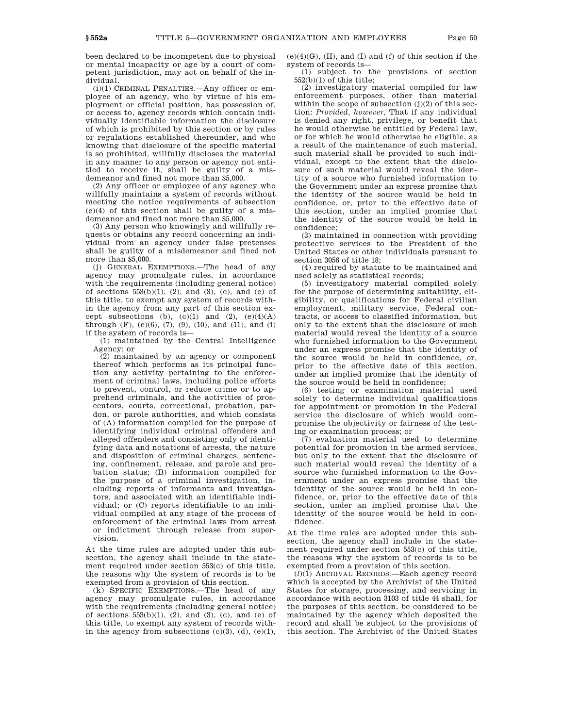been declared to be incompetent due to physical or mental incapacity or age by a court of competent jurisdiction, may act on behalf of the individual.

(i)(1) CRIMINAL PENALTIES.—Any officer or employee of an agency, who by virtue of his employment or official position, has possession of, or access to, agency records which contain individually identifiable information the disclosure of which is prohibited by this section or by rules or regulations established thereunder, and who knowing that disclosure of the specific material is so prohibited, willfully discloses the material in any manner to any person or agency not entitled to receive it, shall be guilty of a misdemeanor and fined not more than $5,000.

(2) Any officer or employee of any agency who willfully maintains a system of records without meeting the notice requirements of subsection (e)(4) of this section shall be guilty of a misdemeanor and fined not more than $5,000.

(3) Any person who knowingly and willfully requests or obtains any record concerning an individual from an agency under false pretenses shall be guilty of a misdemeanor and fined not more than $5,000.

(j) GENERAL EXEMPTIONS.—The head of any agency may promulgate rules, in accordance with the requirements (including general notice) of sections 553(b)(1), (2), and (3), (c), and (e) of this title, to exempt any system of records within the agency from any part of this section except subsections (b), (c)(1) and (2), (e)(4)(A) through (F), (e)(6), (7), (9), (10), and (11), and (i) if the system of records is—

(1) maintained by the Central Intelligence Agency; or

(2) maintained by an agency or component thereof which performs as its principal function any activity pertaining to the enforcement of criminal laws, including police efforts to prevent, control, or reduce crime or to apprehend criminals, and the activities of prosecutors, courts, correctional, probation, pardon, or parole authorities, and which consists of (A) information compiled for the purpose of identifying individual criminal offenders and alleged offenders and consisting only of identifying data and notations of arrests, the nature and disposition of criminal charges, sentencing, confinement, release, and parole and probation status; (B) information compiled for the purpose of a criminal investigation, including reports of informants and investigators, and associated with an identifiable individual; or (C) reports identifiable to an individual compiled at any stage of the process of enforcement of the criminal laws from arrest or indictment through release from supervision.

At the time rules are adopted under this subsection, the agency shall include in the statement required under section 553(c) of this title, the reasons why the system of records is to be exempted from a provision of this section.

(k) SPECIFIC EXEMPTIONS.—The head of any agency may promulgate rules, in accordance with the requirements (including general notice) of sections 553(b)(1), (2), and (3), (c), and (e) of this title, to exempt any system of records within the agency from subsections (c)(3), (d), (e)(1), (e)(4)(G), (H), and (I) and (f) of this section if the system of records is—

(1) subject to the provisions of section 552(b)(1) of this title;

(2) investigatory material compiled for law enforcement purposes, other than material within the scope of subsection (j)(2) of this section: *Provided, however*, That if any individual is denied any right, privilege, or benefit that he would otherwise be entitled by Federal law, or for which he would otherwise be eligible, as a result of the maintenance of such material, such material shall be provided to such individual, except to the extent that the disclosure of such material would reveal the identity of a source who furnished information to the Government under an express promise that the identity of the source would be held in confidence, or, prior to the effective date of this section, under an implied promise that the identity of the source would be held in confidence;

(3) maintained in connection with providing protective services to the President of the United States or other individuals pursuant to section 3056 of title 18;

(4) required by statute to be maintained and used solely as statistical records;

(5) investigatory material compiled solely for the purpose of determining suitability, eligibility, or qualifications for Federal civilian employment, military service, Federal contracts, or access to classified information, but only to the extent that the disclosure of such material would reveal the identity of a source who furnished information to the Government under an express promise that the identity of the source would be held in confidence, or, prior to the effective date of this section, under an implied promise that the identity of the source would be held in confidence;

(6) testing or examination material used solely to determine individual qualifications for appointment or promotion in the Federal service the disclosure of which would compromise the objectivity or fairness of the testing or examination process; or

(7) evaluation material used to determine potential for promotion in the armed services, but only to the extent that the disclosure of such material would reveal the identity of a source who furnished information to the Government under an express promise that the identity of the source would be held in confidence, or, prior to the effective date of this section, under an implied promise that the identity of the source would be held in confidence.

At the time rules are adopted under this subsection, the agency shall include in the statement required under section 553(c) of this title, the reasons why the system of records is to be exempted from a provision of this section.

(*l*)(1) ARCHIVAL RECORDS.—Each agency record which is accepted by the Archivist of the United States for storage, processing, and servicing in accordance with section 3103 of title 44 shall, for the purposes of this section, be considered to be maintained by the agency which deposited the record and shall be subject to the provisions of this section. The Archivist of the United States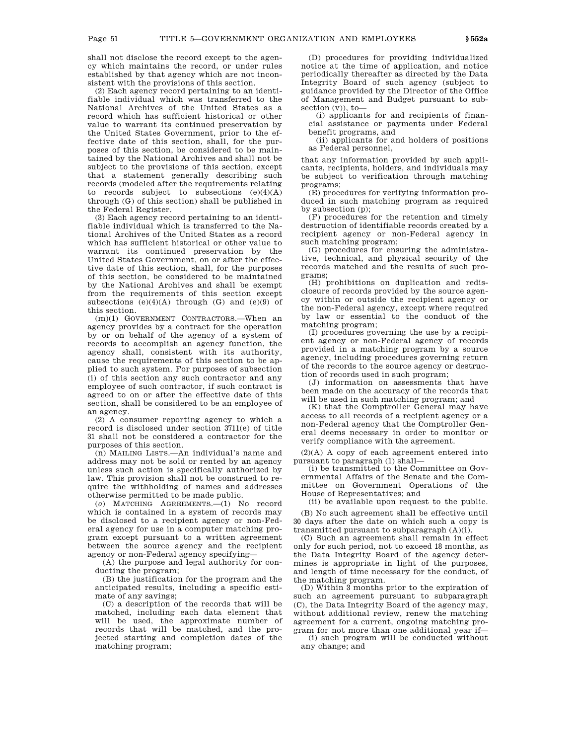shall not disclose the record except to the agency which maintains the record, or under rules established by that agency which are not inconsistent with the provisions of this section.

(2) Each agency record pertaining to an identifiable individual which was transferred to the National Archives of the United States as a record which has sufficient historical or other value to warrant its continued preservation by the United States Government, prior to the effective date of this section, shall, for the purposes of this section, be considered to be maintained by the National Archives and shall not be subject to the provisions of this section, except that a statement generally describing such records (modeled after the requirements relating to records subject to subsections (e)(4)(A) through (G) of this section) shall be published in the Federal Register.

(3) Each agency record pertaining to an identifiable individual which is transferred to the National Archives of the United States as a record which has sufficient historical or other value to warrant its continued preservation by the United States Government, on or after the effective date of this section, shall, for the purposes of this section, be considered to be maintained by the National Archives and shall be exempt from the requirements of this section except subsections (e)(4)(A) through (G) and (e)(9) of this section.

(m)(1) GOVERNMENT CONTRACTORS.—When an agency provides by a contract for the operation by or on behalf of the agency of a system of records to accomplish an agency function, the agency shall, consistent with its authority, cause the requirements of this section to be applied to such system. For purposes of subsection (i) of this section any such contractor and any employee of such contractor, if such contract is agreed to on or after the effective date of this section, shall be considered to be an employee of an agency.

(2) A consumer reporting agency to which a record is disclosed under section 3711(e) of title 31 shall not be considered a contractor for the purposes of this section.

(n) MAILING LISTS.—An individual's name and address may not be sold or rented by an agency unless such action is specifically authorized by law. This provision shall not be construed to require the withholding of names and addresses otherwise permitted to be made public.

(*o*) MATCHING AGREEMENTS.—(1) No record which is contained in a system of records may be disclosed to a recipient agency or non-Federal agency for use in a computer matching program except pursuant to a written agreement between the source agency and the recipient agency or non-Federal agency specifying—

(A) the purpose and legal authority for conducting the program;

(B) the justification for the program and the anticipated results, including a specific estimate of any savings;

(C) a description of the records that will be matched, including each data element that will be used, the approximate number of records that will be matched, and the projected starting and completion dates of the matching program;

(D) procedures for providing individualized notice at the time of application, and notice periodically thereafter as directed by the Data Integrity Board of such agency (subject to guidance provided by the Director of the Office of Management and Budget pursuant to subsection (v)), to—

(i) applicants for and recipients of financial assistance or payments under Federal benefit programs, and

(ii) applicants for and holders of positions as Federal personnel,

that any information provided by such applicants, recipients, holders, and individuals may be subject to verification through matching programs;

(E) procedures for verifying information produced in such matching program as required by subsection (p);

(F) procedures for the retention and timely destruction of identifiable records created by a recipient agency or non-Federal agency in such matching program;

(G) procedures for ensuring the administrative, technical, and physical security of the records matched and the results of such programs;

(H) prohibitions on duplication and redisclosure of records provided by the source agency within or outside the recipient agency or the non-Federal agency, except where required by law or essential to the conduct of the matching program;

(I) procedures governing the use by a recipient agency or non-Federal agency of records provided in a matching program by a source agency, including procedures governing return of the records to the source agency or destruction of records used in such program;

(J) information on assessments that have been made on the accuracy of the records that will be used in such matching program; and

(K) that the Comptroller General may have access to all records of a recipient agency or a non-Federal agency that the Comptroller General deems necessary in order to monitor or verify compliance with the agreement.

(2)(A) A copy of each agreement entered into pursuant to paragraph (1) shall—

(i) be transmitted to the Committee on Governmental Affairs of the Senate and the Committee on Government Operations of the House of Representatives; and

(ii) be available upon request to the public.

(B) No such agreement shall be effective until 30 days after the date on which such a copy is transmitted pursuant to subparagraph (A)(i).

(C) Such an agreement shall remain in effect only for such period, not to exceed 18 months, as the Data Integrity Board of the agency determines is appropriate in light of the purposes, and length of time necessary for the conduct, of the matching program.

(D) Within 3 months prior to the expiration of such an agreement pursuant to subparagraph (C), the Data Integrity Board of the agency may, without additional review, renew the matching agreement for a current, ongoing matching program for not more than one additional year if—

(i) such program will be conducted without any change; and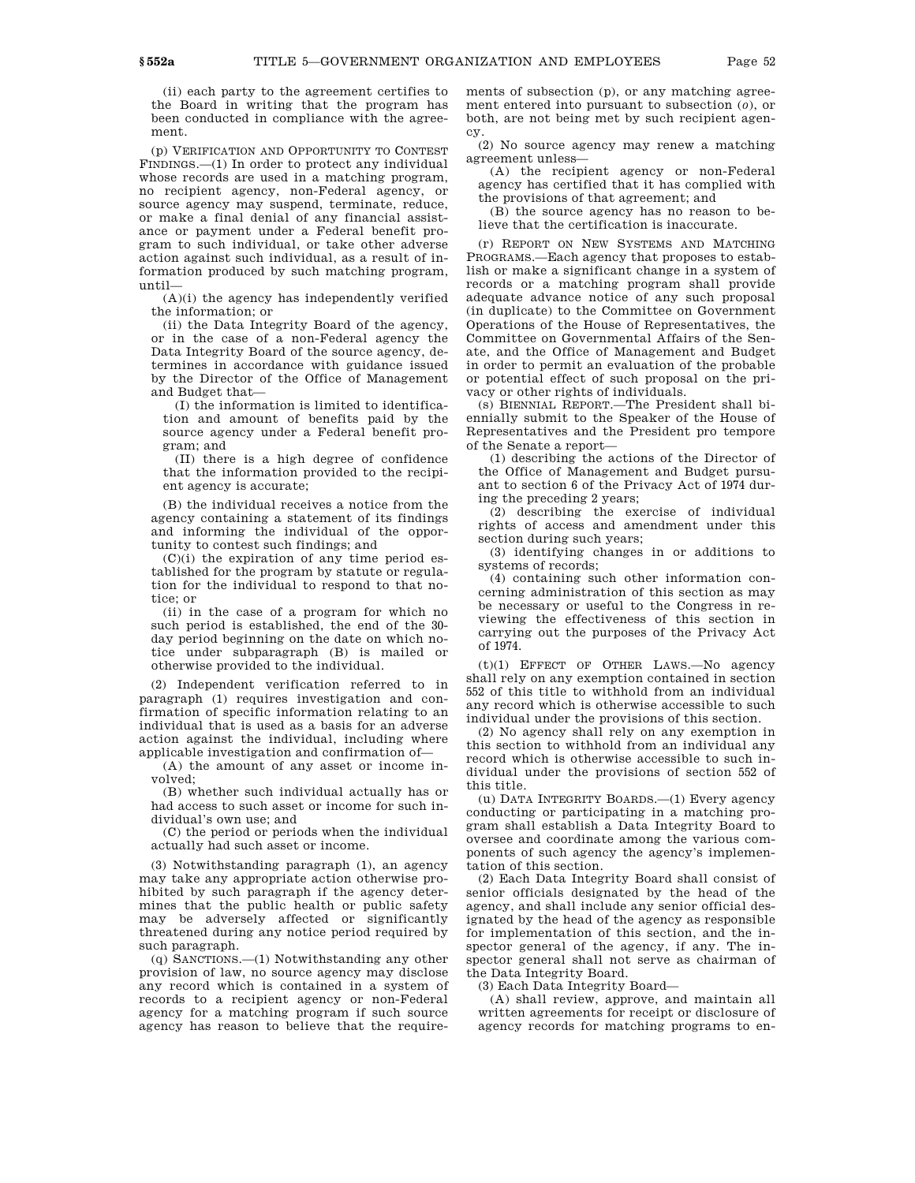(ii) each party to the agreement certifies to the Board in writing that the program has been conducted in compliance with the agreement.

(p) VERIFICATION AND OPPORTUNITY TO CONTEST FINDINGS.—(1) In order to protect any individual whose records are used in a matching program, no recipient agency, non-Federal agency, or source agency may suspend, terminate, reduce, or make a final denial of any financial assistance or payment under a Federal benefit program to such individual, or take other adverse action against such individual, as a result of information produced by such matching program, until—

(A)(i) the agency has independently verified the information; or

(ii) the Data Integrity Board of the agency, or in the case of a non-Federal agency the Data Integrity Board of the source agency, determines in accordance with guidance issued by the Director of the Office of Management and Budget that—

(I) the information is limited to identification and amount of benefits paid by the source agency under a Federal benefit program; and

(II) there is a high degree of confidence that the information provided to the recipient agency is accurate;

(B) the individual receives a notice from the agency containing a statement of its findings and informing the individual of the opportunity to contest such findings; and

(C)(i) the expiration of any time period established for the program by statute or regulation for the individual to respond to that notice; or

(ii) in the case of a program for which no such period is established, the end of the 30-day period beginning on the date on which notice under subparagraph (B) is mailed or otherwise provided to the individual.

(2) Independent verification referred to in paragraph (1) requires investigation and confirmation of specific information relating to an individual that is used as a basis for an adverse action against the individual, including where applicable investigation and confirmation of—

(A) the amount of any asset or income involved;

(B) whether such individual actually has or had access to such asset or income for such individual's own use; and

(C) the period or periods when the individual actually had such asset or income.

(3) Notwithstanding paragraph (1), an agency may take any appropriate action otherwise prohibited by such paragraph if the agency determines that the public health or public safety may be adversely affected or significantly threatened during any notice period required by such paragraph.

(q) SANCTIONS.—(1) Notwithstanding any other provision of law, no source agency may disclose any record which is contained in a system of records to a recipient agency or non-Federal agency for a matching program if such source agency has reason to believe that the requirements of subsection (p), or any matching agreement entered into pursuant to subsection (*o*), or both, are not being met by such recipient agency.

(2) No source agency may renew a matching agreement unless—

(A) the recipient agency or non-Federal agency has certified that it has complied with the provisions of that agreement; and

(B) the source agency has no reason to believe that the certification is inaccurate.

(r) REPORT ON NEW SYSTEMS AND MATCHING PROGRAMS.—Each agency that proposes to establish or make a significant change in a system of records or a matching program shall provide adequate advance notice of any such proposal (in duplicate) to the Committee on Government Operations of the House of Representatives, the Committee on Governmental Affairs of the Senate, and the Office of Management and Budget in order to permit an evaluation of the probable or potential effect of such proposal on the privacy or other rights of individuals.

(s) BIENNIAL REPORT.—The President shall biennially submit to the Speaker of the House of Representatives and the President pro tempore of the Senate a report—

(1) describing the actions of the Director of the Office of Management and Budget pursuant to section 6 of the Privacy Act of 1974 during the preceding 2 years;

(2) describing the exercise of individual rights of access and amendment under this section during such years;

(3) identifying changes in or additions to systems of records;

(4) containing such other information concerning administration of this section as may be necessary or useful to the Congress in reviewing the effectiveness of this section in carrying out the purposes of the Privacy Act of 1974.

(t)(1) EFFECT OF OTHER LAWS.—No agency shall rely on any exemption contained in section 552 of this title to withhold from an individual any record which is otherwise accessible to such individual under the provisions of this section.

(2) No agency shall rely on any exemption in this section to withhold from an individual any record which is otherwise accessible to such individual under the provisions of section 552 of this title.

(u) DATA INTEGRITY BOARDS.—(1) Every agency conducting or participating in a matching program shall establish a Data Integrity Board to oversee and coordinate among the various components of such agency the agency's implementation of this section.

(2) Each Data Integrity Board shall consist of senior officials designated by the head of the agency, and shall include any senior official designated by the head of the agency as responsible for implementation of this section, and the inspector general of the agency, if any. The inspector general shall not serve as chairman of the Data Integrity Board.

(3) Each Data Integrity Board—

(A) shall review, approve, and maintain all written agreements for receipt or disclosure of agency records for matching programs to en-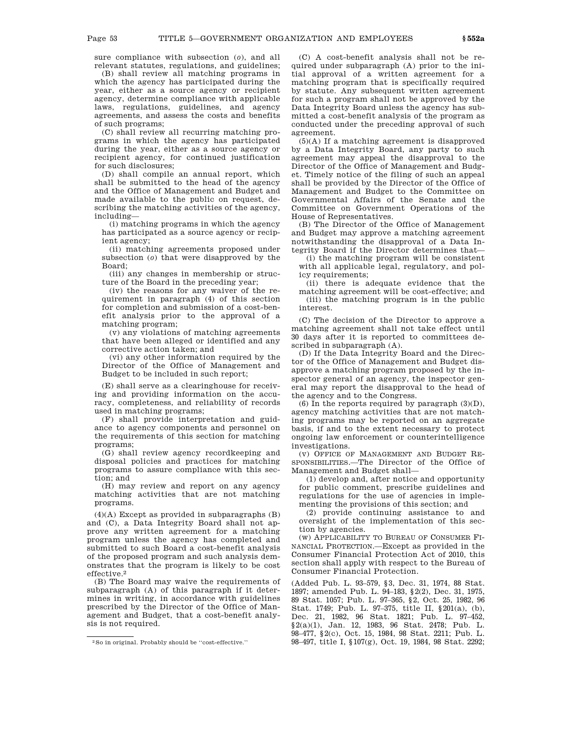sure compliance with subsection (*o*), and all relevant statutes, regulations, and guidelines;

(B) shall review all matching programs in which the agency has participated during the year, either as a source agency or recipient agency, determine compliance with applicable laws, regulations, guidelines, and agency agreements, and assess the costs and benefits of such programs;

(C) shall review all recurring matching programs in which the agency has participated during the year, either as a source agency or recipient agency, for continued justification for such disclosures;

(D) shall compile an annual report, which shall be submitted to the head of the agency and the Office of Management and Budget and made available to the public on request, describing the matching activities of the agency, including—

(i) matching programs in which the agency has participated as a source agency or recipient agency;

(ii) matching agreements proposed under subsection (*o*) that were disapproved by the Board;

(iii) any changes in membership or structure of the Board in the preceding year;

(iv) the reasons for any waiver of the requirement in paragraph (4) of this section for completion and submission of a cost-benefit analysis prior to the approval of a matching program;

(v) any violations of matching agreements that have been alleged or identified and any corrective action taken; and

(vi) any other information required by the Director of the Office of Management and Budget to be included in such report;

(E) shall serve as a clearinghouse for receiving and providing information on the accuracy, completeness, and reliability of records used in matching programs;

(F) shall provide interpretation and guidance to agency components and personnel on the requirements of this section for matching programs;

(G) shall review agency recordkeeping and disposal policies and practices for matching programs to assure compliance with this section; and

(H) may review and report on any agency matching activities that are not matching programs.

(4)(A) Except as provided in subparagraphs (B) and (C), a Data Integrity Board shall not approve any written agreement for a matching program unless the agency has completed and submitted to such Board a cost-benefit analysis of the proposed program and such analysis demonstrates that the program is likely to be cost effective.[2]

(B) The Board may waive the requirements of subparagraph (A) of this paragraph if it determines in writing, in accordance with guidelines prescribed by the Director of the Office of Management and Budget, that a cost-benefit analysis is not required.

(C) A cost-benefit analysis shall not be required under subparagraph (A) prior to the initial approval of a written agreement for a matching program that is specifically required by statute. Any subsequent written agreement for such a program shall not be approved by the Data Integrity Board unless the agency has submitted a cost-benefit analysis of the program as conducted under the preceding approval of such agreement.

(5)(A) If a matching agreement is disapproved by a Data Integrity Board, any party to such agreement may appeal the disapproval to the Director of the Office of Management and Budget. Timely notice of the filing of such an appeal shall be provided by the Director of the Office of Management and Budget to the Committee on Governmental Affairs of the Senate and the Committee on Government Operations of the House of Representatives.

(B) The Director of the Office of Management and Budget may approve a matching agreement notwithstanding the disapproval of a Data Integrity Board if the Director determines that—

(i) the matching program will be consistent with all applicable legal, regulatory, and policy requirements;

(ii) there is adequate evidence that the matching agreement will be cost-effective; and

(iii) the matching program is in the public interest.

(C) The decision of the Director to approve a matching agreement shall not take effect until 30 days after it is reported to committees described in subparagraph (A).

(D) If the Data Integrity Board and the Director of the Office of Management and Budget disapprove a matching program proposed by the inspector general of an agency, the inspector general may report the disapproval to the head of the agency and to the Congress.

(6) In the reports required by paragraph (3)(D), agency matching activities that are not matching programs may be reported on an aggregate basis, if and to the extent necessary to protect ongoing law enforcement or counterintelligence investigations.

(v) OFFICE OF MANAGEMENT AND BUDGET RESPONSIBILITIES.—The Director of the Office of Management and Budget shall—

(1) develop and, after notice and opportunity for public comment, prescribe guidelines and regulations for the use of agencies in implementing the provisions of this section; and

(2) provide continuing assistance to and oversight of the implementation of this section by agencies.

(w) APPLICABILITY TO BUREAU OF CONSUMER FINANCIAL PROTECTION.—Except as provided in the Consumer Financial Protection Act of 2010, this section shall apply with respect to the Bureau of Consumer Financial Protection.

(Added Pub. L. 93–579, §3, Dec. 31, 1974, 88 Stat. 1897; amended Pub. L. 94–183, §2(2), Dec. 31, 1975, 89 Stat. 1057; Pub. L. 97–365, §2, Oct. 25, 1982, 96 Stat. 1749; Pub. L. 97–375, title II, §201(a), (b), Dec. 21, 1982, 96 Stat. 1821; Pub. L. 97–452, §2(a)(1), Jan. 12, 1983, 96 Stat. 2478; Pub. L. 98–477, §2(c), Oct. 15, 1984, 98 Stat. 2211; Pub. L. 98–497, title I, §107(g), Oct. 19, 1984, 98 Stat. 2292;

[2] So in original. Probably should be "cost-effective."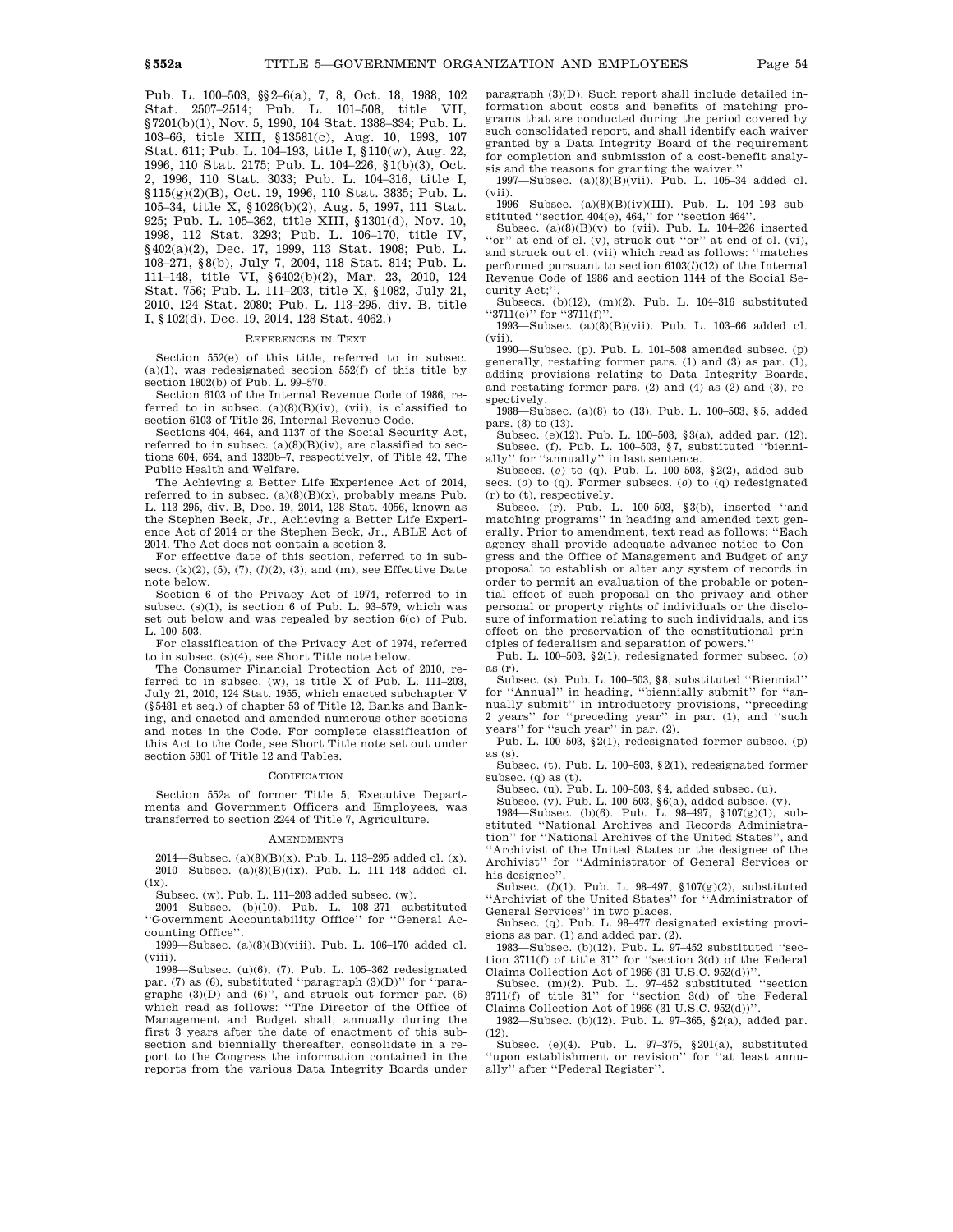Pub. L. 100–503, §§2–6(a), 7, 8, Oct. 18, 1988, 102 Stat. 2507–2514; Pub. L. 101–508, title VII, §7201(b)(1), Nov. 5, 1990, 104 Stat. 1388–334; Pub. L. 103–66, title XIII, §13581(c), Aug. 10, 1993, 107 Stat. 611; Pub. L. 104–193, title I, §110(w), Aug. 22, 1996, 110 Stat. 2175; Pub. L. 104–226, §1(b)(3), Oct. 2, 1996, 110 Stat. 3033; Pub. L. 104–316, title I, §115(g)(2)(B), Oct. 19, 1996, 110 Stat. 3835; Pub. L. 105–34, title X, §1026(b)(2), Aug. 5, 1997, 111 Stat. 925; Pub. L. 105–362, title XIII, §1301(d), Nov. 10, 1998, 112 Stat. 3293; Pub. L. 106–170, title IV, §402(a)(2), Dec. 17, 1999, 113 Stat. 1908; Pub. L. 108–271, §8(b), July 7, 2004, 118 Stat. 814; Pub. L. 111–148, title VI, §6402(b)(2), Mar. 23, 2010, 124 Stat. 756; Pub. L. 111–203, title X, §1082, July 21, 2010, 124 Stat. 2080; Pub. L. 113–295, div. B, title I, §102(d), Dec. 19, 2014, 128 Stat. 4062.)

### REFERENCES IN TEXT

Section 552(e) of this title, referred to in subsec. (a)(1), was redesignated section 552(f) of this title by section 1802(b) of Pub. L. 99–570.

Section 6103 of the Internal Revenue Code of 1986, referred to in subsec. (a)(8)(B)(iv), (vii), is classified to section 6103 of Title 26, Internal Revenue Code.

Sections 404, 464, and 1137 of the Social Security Act, referred to in subsec. (a)(8)(B)(iv), are classified to sections 604, 664, and 1320b–7, respectively, of Title 42, The Public Health and Welfare.

The Achieving a Better Life Experience Act of 2014, referred to in subsec. (a)(8)(B)(x), probably means Pub. L. 113–295, div. B, Dec. 19, 2014, 128 Stat. 4056, known as the Stephen Beck, Jr., Achieving a Better Life Experience Act of 2014 or the Stephen Beck, Jr., ABLE Act of 2014. The Act does not contain a section 3.

For effective date of this section, referred to in subsecs. (k)(2), (5), (7), (*l*)(2), (3), and (m), see Effective Date note below.

Section 6 of the Privacy Act of 1974, referred to in subsec. (s)(1), is section 6 of Pub. L. 93–579, which was set out below and was repealed by section 6(c) of Pub. L. 100–503.

For classification of the Privacy Act of 1974, referred to in subsec. (s)(4), see Short Title note below.

The Consumer Financial Protection Act of 2010, referred to in subsec. (w), is title X of Pub. L. 111–203, July 21, 2010, 124 Stat. 1955, which enacted subchapter V (§5481 et seq.) of chapter 53 of Title 12, Banks and Banking, and enacted and amended numerous other sections and notes in the Code. For complete classification of this Act to the Code, see Short Title note set out under section 5301 of Title 12 and Tables.

### CODIFICATION

Section 552a of former Title 5, Executive Departments and Government Officers and Employees, was transferred to section 2244 of Title 7, Agriculture.

### AMENDMENTS

2014—Subsec. (a)(8)(B)(x). Pub. L. 113–295 added cl. (x).

2010—Subsec. (a)(8)(B)(ix). Pub. L. 111–148 added cl. (ix).

Subsec. (w). Pub. L. 111–203 added subsec. (w).

2004—Subsec. (b)(10). Pub. L. 108–271 substituted ''Government Accountability Office'' for ''General Accounting Office''.

1999—Subsec. (a)(8)(B)(viii). Pub. L. 106–170 added cl. (viii).

1998—Subsec. (u)(6), (7). Pub. L. 105–362 redesignated par. (7) as (6), substituted ''paragraph (3)(D)'' for ''paragraphs (3)(D) and (6)'', and struck out former par. (6) which read as follows: ''The Director of the Office of Management and Budget shall, annually during the first 3 years after the date of enactment of this subsection and biennially thereafter, consolidate in a report to the Congress the information contained in the reports from the various Data Integrity Boards under paragraph (3)(D). Such report shall include detailed information about costs and benefits of matching programs that are conducted during the period covered by such consolidated report, and shall identify each waiver granted by a Data Integrity Board of the requirement for completion and submission of a cost-benefit analysis and the reasons for granting the waiver.''

1997—Subsec. (a)(8)(B)(vii). Pub. L. 105–34 added cl. (vii).

1996—Subsec. (a)(8)(B)(iv)(III). Pub. L. 104–193 substituted ''section 404(e), 464,'' for ''section 464''.

Subsec. (a)(8)(B)(v) to (vii). Pub. L. 104–226 inserted ''or'' at end of cl. (v), struck out ''or'' at end of cl. (vi), and struck out cl. (vii) which read as follows: ''matches performed pursuant to section 6103(*l*)(12) of the Internal Revenue Code of 1986 and section 1144 of the Social Security Act;''.

Subsecs. (b)(12), (m)(2). Pub. L. 104–316 substituted ''3711(e)'' for ''3711(f)''.

1993—Subsec. (a)(8)(B)(vii). Pub. L. 103–66 added cl. (vii).

1990—Subsec. (p). Pub. L. 101–508 amended subsec. (p) generally, restating former pars. (1) and (3) as par. (1), adding provisions relating to Data Integrity Boards, and restating former pars. (2) and (4) as (2) and (3), respectively.

1988—Subsec. (a)(8) to (13). Pub. L. 100–503, §5, added pars. (8) to (13).

Subsec. (e)(12). Pub. L. 100–503, §3(a), added par. (12).

Subsec. (f). Pub. L. 100–503, §7, substituted ''biennially'' for ''annually'' in last sentence.

Subsecs. (*o*) to (q). Pub. L. 100–503, §2(2), added subsecs. (*o*) to (q). Former subsecs. (*o*) to (q) redesignated (r) to (t), respectively.

Subsec. (r). Pub. L. 100–503, §3(b), inserted ''and matching programs'' in heading and amended text generally. Prior to amendment, text read as follows: ''Each agency shall provide adequate advance notice to Congress and the Office of Management and Budget of any proposal to establish or alter any system of records in order to permit an evaluation of the probable or potential effect of such proposal on the privacy and other personal or property rights of individuals or the disclosure of information relating to such individuals, and its effect on the preservation of the constitutional principles of federalism and separation of powers.''

Pub. L. 100–503, §2(1), redesignated former subsec. (*o*) as (r).

Subsec. (s). Pub. L. 100–503, §8, substituted ''Biennial'' for ''Annual'' in heading, ''biennially submit'' for ''annually submit'' in introductory provisions, ''preceding 2 years'' for ''preceding year'' in par. (1), and ''such years'' for ''such year'' in par. (2).

Pub. L. 100–503, §2(1), redesignated former subsec. (p) as (s).

Subsec. (t). Pub. L. 100–503, §2(1), redesignated former subsec. (q) as (t).

Subsec. (u). Pub. L. 100–503, §4, added subsec. (u).

Subsec. (v). Pub. L. 100–503, §6(a), added subsec. (v).

1984—Subsec. (b)(6). Pub. L. 98–497, §107(g)(1), substituted ''National Archives and Records Administration'' for ''National Archives of the United States'', and ''Archivist of the United States or the designee of the Archivist'' for ''Administrator of General Services or his designee''.

Subsec. (*l*)(1). Pub. L. 98–497, §107(g)(2), substituted ''Archivist of the United States'' for ''Administrator of General Services'' in two places.

Subsec. (q). Pub. L. 98–477 designated existing provisions as par. (1) and added par. (2).

1983—Subsec. (b)(12). Pub. L. 97–452 substituted ''section 3711(f) of title 31'' for ''section 3(d) of the Federal Claims Collection Act of 1966 (31 U.S.C. 952(d))''.

Subsec. (m)(2). Pub. L. 97–452 substituted ''section 3711(f) of title 31'' for ''section 3(d) of the Federal Claims Collection Act of 1966 (31 U.S.C. 952(d))''.

1982—Subsec. (b)(12). Pub. L. 97–365, §2(a), added par. (12).

Subsec. (e)(4). Pub. L. 97–375, §201(a), substituted ''upon establishment or revision'' for ''at least annually'' after ''Federal Register''.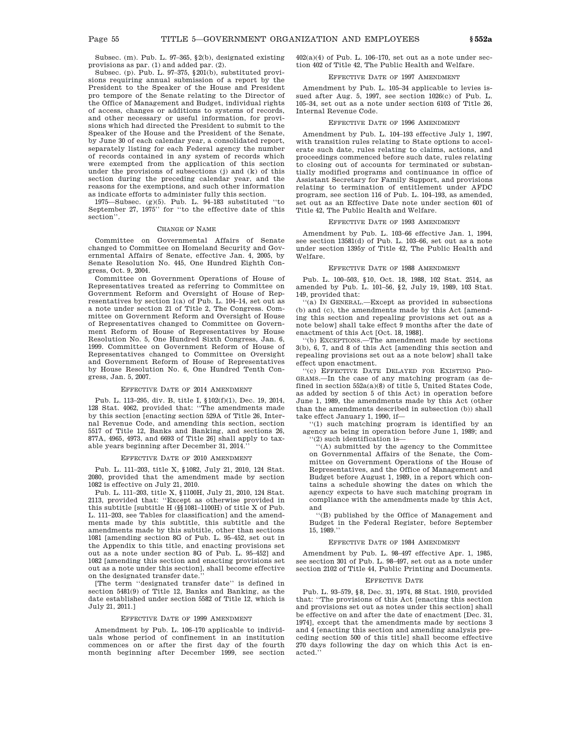Subsec. (m). Pub. L. 97–365, §2(b), designated existing provisions as par. (1) and added par. (2).

Subsec. (p). Pub. L. 97–375, §201(b), substituted provisions requiring annual submission of a report by the President to the Speaker of the House and President pro tempore of the Senate relating to the Director of the Office of Management and Budget, individual rights of access, changes or additions to systems of records, and other necessary or useful information, for provisions which had directed the President to submit to the Speaker of the House and the President of the Senate, by June 30 of each calendar year, a consolidated report, separately listing for each Federal agency the number of records contained in any system of records which were exempted from the application of this section under the provisions of subsections (j) and (k) of this section during the preceding calendar year, and the reasons for the exemptions, and such other information as indicate efforts to administer fully this section.

1975—Subsec. (g)(5). Pub. L. 94–183 substituted ''to September 27, 1975'' for ''to the effective date of this section''.

CHANGE OF NAME

Committee on Governmental Affairs of Senate changed to Committee on Homeland Security and Governmental Affairs of Senate, effective Jan. 4, 2005, by Senate Resolution No. 445, One Hundred Eighth Congress, Oct. 9, 2004.

Committee on Government Operations of House of Representatives treated as referring to Committee on Government Reform and Oversight of House of Representatives by section 1(a) of Pub. L. 104–14, set out as a note under section 21 of Title 2, The Congress. Committee on Government Reform and Oversight of House of Representatives changed to Committee on Government Reform of House of Representatives by House Resolution No. 5, One Hundred Sixth Congress, Jan. 6, 1999. Committee on Government Reform of House of Representatives changed to Committee on Oversight and Government Reform of House of Representatives by House Resolution No. 6, One Hundred Tenth Congress, Jan. 5, 2007.

EFFECTIVE DATE OF 2014 AMENDMENT

Pub. L. 113–295, div. B, title I, §102(f)(1), Dec. 19, 2014, 128 Stat. 4062, provided that: ''The amendments made by this section [enacting section 529A of Title 26, Internal Revenue Code, and amending this section, section 5517 of Title 12, Banks and Banking, and sections 26, 877A, 4965, 4973, and 6693 of Title 26] shall apply to taxable years beginning after December 31, 2014.''

EFFECTIVE DATE OF 2010 AMENDMENT

Pub. L. 111–203, title X, §1082, July 21, 2010, 124 Stat. 2080, provided that the amendment made by section 1082 is effective on July 21, 2010.

Pub. L. 111–203, title X, §1100H, July 21, 2010, 124 Stat. 2113, provided that: ''Except as otherwise provided in this subtitle [subtitle H (§§1081–1100H) of title X of Pub. L. 111–203, see Tables for classification] and the amendments made by this subtitle, this subtitle and the amendments made by this subtitle, other than sections 1081 [amending section 8G of Pub. L. 95–452, set out in the Appendix to this title, and enacting provisions set out as a note under section 8G of Pub. L. 95–452] and 1082 [amending this section and enacting provisions set out as a note under this section], shall become effective on the designated transfer date.''

[The term ''designated transfer date'' is defined in section 5481(9) of Title 12, Banks and Banking, as the date established under section 5582 of Title 12, which is July 21, 2011.]

EFFECTIVE DATE OF 1999 AMENDMENT

Amendment by Pub. L. 106–170 applicable to individuals whose period of confinement in an institution commences on or after the first day of the fourth month beginning after December 1999, see section 402(a)(4) of Pub. L. 106–170, set out as a note under section 402 of Title 42, The Public Health and Welfare.

EFFECTIVE DATE OF 1997 AMENDMENT

Amendment by Pub. L. 105–34 applicable to levies issued after Aug. 5, 1997, see section 1026(c) of Pub. L. 105–34, set out as a note under section 6103 of Title 26, Internal Revenue Code.

EFFECTIVE DATE OF 1996 AMENDMENT

Amendment by Pub. L. 104–193 effective July 1, 1997, with transition rules relating to State options to accelerate such date, rules relating to claims, actions, and proceedings commenced before such date, rules relating to closing out of accounts for terminated or substantially modified programs and continuance in office of Assistant Secretary for Family Support, and provisions relating to termination of entitlement under AFDC program, see section 116 of Pub. L. 104–193, as amended, set out as an Effective Date note under section 601 of Title 42, The Public Health and Welfare.

EFFECTIVE DATE OF 1993 AMENDMENT

Amendment by Pub. L. 103–66 effective Jan. 1, 1994, see section 13581(d) of Pub. L. 103–66, set out as a note under section 1395y of Title 42, The Public Health and Welfare.

EFFECTIVE DATE OF 1988 AMENDMENT

Pub. L. 100–503, §10, Oct. 18, 1988, 102 Stat. 2514, as amended by Pub. L. 101–56, §2, July 19, 1989, 103 Stat. 149, provided that:

''(a) IN GENERAL.—Except as provided in subsections (b) and (c), the amendments made by this Act [amending this section and repealing provisions set out as a note below] shall take effect 9 months after the date of enactment of this Act [Oct. 18, 1988].

''(b) EXCEPTIONS.—The amendment made by sections 3(b), 6, 7, and 8 of this Act [amending this section and repealing provisions set out as a note below] shall take effect upon enactment.

''(c) EFFECTIVE DATE DELAYED FOR EXISTING PROGRAMS.—In the case of any matching program (as defined in section 552a(a)(8) of title 5, United States Code, as added by section 5 of this Act) in operation before June 1, 1989, the amendments made by this Act (other than the amendments described in subsection (b)) shall take effect January 1, 1990, if—

''(1) such matching program is identified by an agency as being in operation before June 1, 1989; and

''(2) such identification is—

''(A) submitted by the agency to the Committee on Governmental Affairs of the Senate, the Committee on Government Operations of the House of Representatives, and the Office of Management and Budget before August 1, 1989, in a report which contains a schedule showing the dates on which the agency expects to have such matching program in compliance with the amendments made by this Act, and

''(B) published by the Office of Management and Budget in the Federal Register, before September 15, 1989.''

EFFECTIVE DATE OF 1984 AMENDMENT

Amendment by Pub. L. 98–497 effective Apr. 1, 1985, see section 301 of Pub. L. 98–497, set out as a note under section 2102 of Title 44, Public Printing and Documents.

EFFECTIVE DATE

Pub. L. 93–579, §8, Dec. 31, 1974, 88 Stat. 1910, provided that: ''The provisions of this Act [enacting this section and provisions set out as notes under this section] shall be effective on and after the date of enactment [Dec. 31, 1974], except that the amendments made by sections 3 and 4 [enacting this section and amending analysis preceding section 500 of this title] shall become effective 270 days following the day on which this Act is enacted.''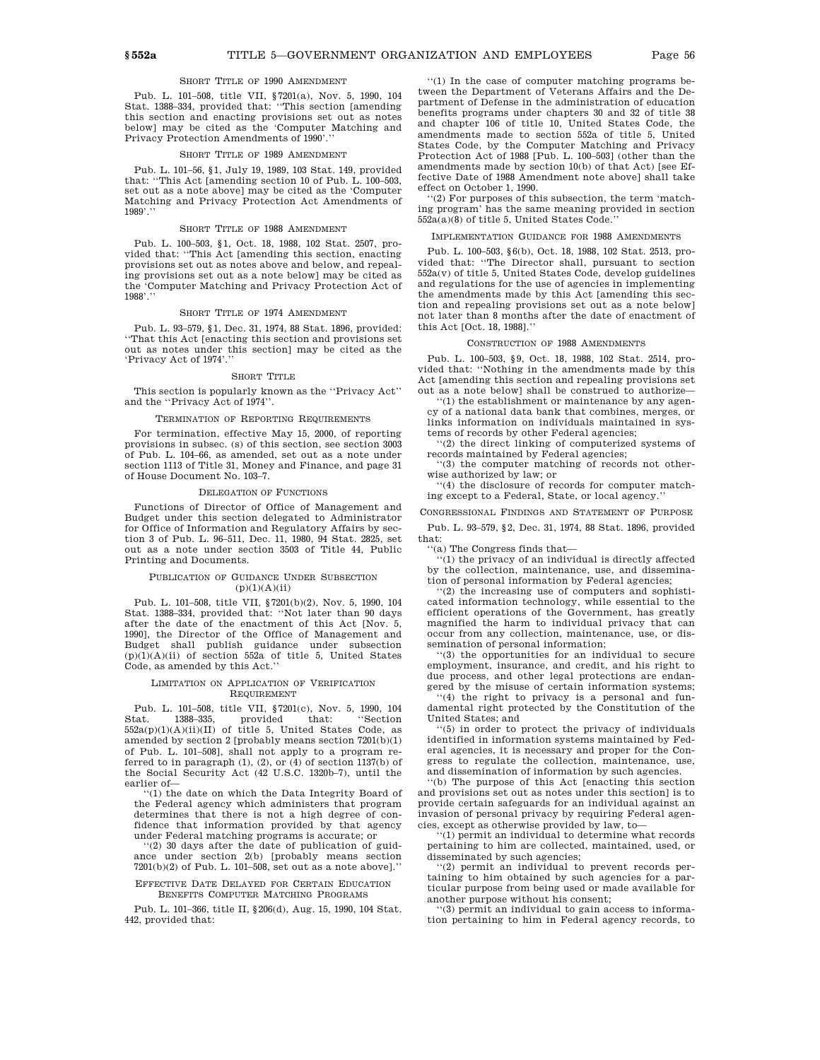#### SHORT TITLE OF 1990 AMENDMENT

Pub. L. 101–508, title VII, §7201(a), Nov. 5, 1990, 104 Stat. 1388–334, provided that: ''This section [amending this section and enacting provisions set out as notes below] may be cited as the 'Computer Matching and Privacy Protection Amendments of 1990'.''

#### SHORT TITLE OF 1989 AMENDMENT

Pub. L. 101–56, §1, July 19, 1989, 103 Stat. 149, provided that: ''This Act [amending section 10 of Pub. L. 100–503, set out as a note above] may be cited as the 'Computer Matching and Privacy Protection Act Amendments of 1989'.''

#### SHORT TITLE OF 1988 AMENDMENT

Pub. L. 100–503, §1, Oct. 18, 1988, 102 Stat. 2507, provided that: ''This Act [amending this section, enacting provisions set out as notes above and below, and repealing provisions set out as a note below] may be cited as the 'Computer Matching and Privacy Protection Act of 1988'.''

#### SHORT TITLE OF 1974 AMENDMENT

Pub. L. 93–579, §1, Dec. 31, 1974, 88 Stat. 1896, provided: ''That this Act [enacting this section and provisions set out as notes under this section] may be cited as the 'Privacy Act of 1974'.''

#### SHORT TITLE

This section is popularly known as the ''Privacy Act'' and the ''Privacy Act of 1974''.

#### TERMINATION OF REPORTING REQUIREMENTS

For termination, effective May 15, 2000, of reporting provisions in subsec. (s) of this section, see section 3003 of Pub. L. 104–66, as amended, set out as a note under section 1113 of Title 31, Money and Finance, and page 31 of House Document No. 103–7.

#### DELEGATION OF FUNCTIONS

Functions of Director of Office of Management and Budget under this section delegated to Administrator for Office of Information and Regulatory Affairs by section 3 of Pub. L. 96–511, Dec. 11, 1980, 94 Stat. 2825, set out as a note under section 3503 of Title 44, Public Printing and Documents.

#### PUBLICATION OF GUIDANCE UNDER SUBSECTION (p)(1)(A)(ii)

Pub. L. 101–508, title VII, §7201(b)(2), Nov. 5, 1990, 104 Stat. 1388–334, provided that: ''Not later than 90 days after the date of the enactment of this Act [Nov. 5, 1990], the Director of the Office of Management and Budget shall publish guidance under subsection (p)(1)(A)(ii) of section 552a of title 5, United States Code, as amended by this Act.''

#### LIMITATION ON APPLICATION OF VERIFICATION REQUIREMENT

Pub. L. 101–508, title VII, §7201(c), Nov. 5, 1990, 104 Stat. 1388–335, provided that: ''Section 552a(p)(1)(A)(ii)(II) of title 5, United States Code, as amended by section 2 [probably means section 7201(b)(1) of Pub. L. 101–508], shall not apply to a program referred to in paragraph (1), (2), or (4) of section 1137(b) of the Social Security Act (42 U.S.C. 1320b–7), until the earlier of—

''(1) the date on which the Data Integrity Board of the Federal agency which administers that program determines that there is not a high degree of confidence that information provided by that agency under Federal matching programs is accurate; or

''(2) 30 days after the date of publication of guidance under section 2(b) [probably means section 7201(b)(2) of Pub. L. 101–508, set out as a note above].''

#### EFFECTIVE DATE DELAYED FOR CERTAIN EDUCATION BENEFITS COMPUTER MATCHING PROGRAMS

Pub. L. 101–366, title II, §206(d), Aug. 15, 1990, 104 Stat. 442, provided that:

''(1) In the case of computer matching programs between the Department of Veterans Affairs and the Department of Defense in the administration of education benefits programs under chapters 30 and 32 of title 38 and chapter 106 of title 10, United States Code, the amendments made to section 552a of title 5, United States Code, by the Computer Matching and Privacy Protection Act of 1988 [Pub. L. 100–503] (other than the amendments made by section 10(b) of that Act) [see Effective Date of 1988 Amendment note above] shall take effect on October 1, 1990.

''(2) For purposes of this subsection, the term 'matching program' has the same meaning provided in section 552a(a)(8) of title 5, United States Code.''

#### IMPLEMENTATION GUIDANCE FOR 1988 AMENDMENTS

Pub. L. 100–503, §6(b), Oct. 18, 1988, 102 Stat. 2513, provided that: ''The Director shall, pursuant to section 552a(v) of title 5, United States Code, develop guidelines and regulations for the use of agencies in implementing the amendments made by this Act [amending this section and repealing provisions set out as a note below] not later than 8 months after the date of enactment of this Act [Oct. 18, 1988].''

#### CONSTRUCTION OF 1988 AMENDMENTS

Pub. L. 100–503, §9, Oct. 18, 1988, 102 Stat. 2514, provided that: ''Nothing in the amendments made by this Act [amending this section and repealing provisions set out as a note below] shall be construed to authorize—

''(1) the establishment or maintenance by any agency of a national data bank that combines, merges, or links information on individuals maintained in systems of records by other Federal agencies;

''(2) the direct linking of computerized systems of records maintained by Federal agencies;

''(3) the computer matching of records not otherwise authorized by law; or

''(4) the disclosure of records for computer matching except to a Federal, State, or local agency.''

#### CONGRESSIONAL FINDINGS AND STATEMENT OF PURPOSE

Pub. L. 93–579, §2, Dec. 31, 1974, 88 Stat. 1896, provided that:

''(a) The Congress finds that—

''(1) the privacy of an individual is directly affected by the collection, maintenance, use, and dissemination of personal information by Federal agencies;

''(2) the increasing use of computers and sophisticated information technology, while essential to the efficient operations of the Government, has greatly magnified the harm to individual privacy that can occur from any collection, maintenance, use, or dissemination of personal information;

''(3) the opportunities for an individual to secure employment, insurance, and credit, and his right to due process, and other legal protections are endangered by the misuse of certain information systems;

''(4) the right to privacy is a personal and fundamental right protected by the Constitution of the United States; and

''(5) in order to protect the privacy of individuals identified in information systems maintained by Federal agencies, it is necessary and proper for the Congress to regulate the collection, maintenance, use, and dissemination of information by such agencies.

''(b) The purpose of this Act [enacting this section and provisions set out as notes under this section] is to provide certain safeguards for an individual against an invasion of personal privacy by requiring Federal agencies, except as otherwise provided by law, to—

''(1) permit an individual to determine what records pertaining to him are collected, maintained, used, or disseminated by such agencies;

''(2) permit an individual to prevent records pertaining to him obtained by such agencies for a particular purpose from being used or made available for another purpose without his consent;

''(3) permit an individual to gain access to information pertaining to him in Federal agency records, to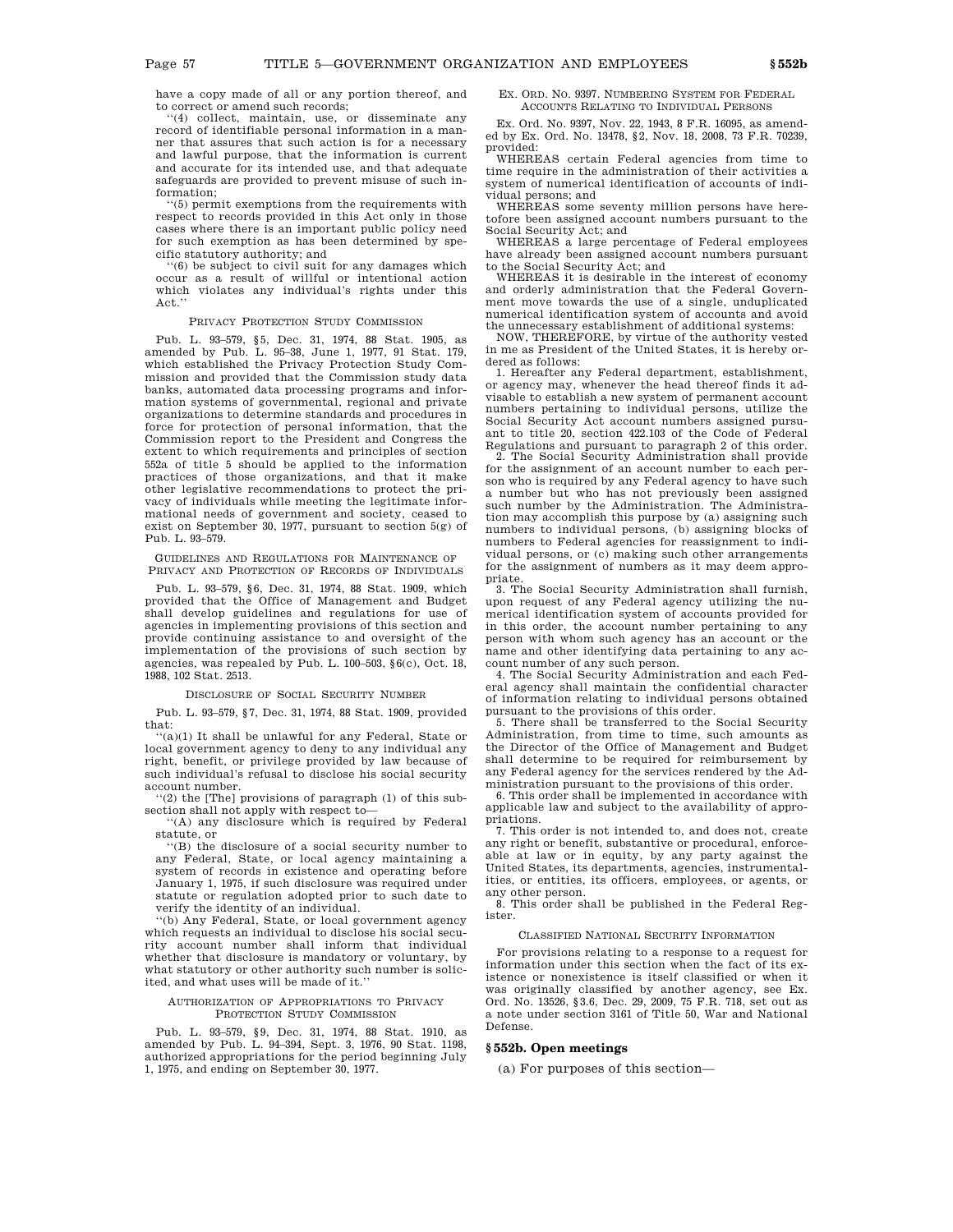have a copy made of all or any portion thereof, and to correct or amend such records;

"(4) collect, maintain, use, or disseminate any record of identifiable personal information in a manner that assures that such action is for a necessary and lawful purpose, that the information is current and accurate for its intended use, and that adequate safeguards are provided to prevent misuse of such information;

"(5) permit exemptions from the requirements with respect to records provided in this Act only in those cases where there is an important public policy need for such exemption as has been determined by specific statutory authority; and

"(6) be subject to civil suit for any damages which occur as a result of willful or intentional action which violates any individual's rights under this Act."

PRIVACY PROTECTION STUDY COMMISSION

Pub. L. 93–579, §5, Dec. 31, 1974, 88 Stat. 1905, as amended by Pub. L. 95–38, June 1, 1977, 91 Stat. 179, which established the Privacy Protection Study Commission and provided that the Commission study data banks, automated data processing programs and information systems of governmental, regional and private organizations to determine standards and procedures in force for protection of personal information, that the Commission report to the President and Congress the extent to which requirements and principles of section 552a of title 5 should be applied to the information practices of those organizations, and that it make other legislative recommendations to protect the privacy of individuals while meeting the legitimate informational needs of government and society, ceased to exist on September 30, 1977, pursuant to section 5(g) of Pub. L. 93–579.

GUIDELINES AND REGULATIONS FOR MAINTENANCE OF PRIVACY AND PROTECTION OF RECORDS OF INDIVIDUALS

Pub. L. 93–579, §6, Dec. 31, 1974, 88 Stat. 1909, which provided that the Office of Management and Budget shall develop guidelines and regulations for use of agencies in implementing provisions of this section and provide continuing assistance to and oversight of the implementation of the provisions of such section by agencies, was repealed by Pub. L. 100–503, §6(c), Oct. 18, 1988, 102 Stat. 2513.

DISCLOSURE OF SOCIAL SECURITY NUMBER

Pub. L. 93–579, §7, Dec. 31, 1974, 88 Stat. 1909, provided that:

"(a)(1) It shall be unlawful for any Federal, State or local government agency to deny to any individual any right, benefit, or privilege provided by law because of such individual's refusal to disclose his social security account number.

"(2) the [The] provisions of paragraph (1) of this subsection shall not apply with respect to—

"(A) any disclosure which is required by Federal statute, or

"(B) the disclosure of a social security number to any Federal, State, or local agency maintaining a system of records in existence and operating before January 1, 1975, if such disclosure was required under statute or regulation adopted prior to such date to verify the identity of an individual.

"(b) Any Federal, State, or local government agency which requests an individual to disclose his social security account number shall inform that individual whether that disclosure is mandatory or voluntary, by what statutory or other authority such number is solicited, and what uses will be made of it."

AUTHORIZATION OF APPROPRIATIONS TO PRIVACY PROTECTION STUDY COMMISSION

Pub. L. 93–579, §9, Dec. 31, 1974, 88 Stat. 1910, as amended by Pub. L. 94–394, Sept. 3, 1976, 90 Stat. 1198, authorized appropriations for the period beginning July 1, 1975, and ending on September 30, 1977.

EX. ORD. NO. 9397. NUMBERING SYSTEM FOR FEDERAL ACCOUNTS RELATING TO INDIVIDUAL PERSONS

Ex. Ord. No. 9397, Nov. 22, 1943, 8 F.R. 16095, as amended by Ex. Ord. No. 13478, §2, Nov. 18, 2008, 73 F.R. 70239, provided:

WHEREAS certain Federal agencies from time to time require in the administration of their activities a system of numerical identification of accounts of individual persons; and

WHEREAS some seventy million persons have heretofore been assigned account numbers pursuant to the Social Security Act; and

WHEREAS a large percentage of Federal employees have already been assigned account numbers pursuant to the Social Security Act; and

WHEREAS it is desirable in the interest of economy and orderly administration that the Federal Government move towards the use of a single, unduplicated numerical identification system of accounts and avoid the unnecessary establishment of additional systems:

NOW, THEREFORE, by virtue of the authority vested in me as President of the United States, it is hereby ordered as follows:

1. Hereafter any Federal department, establishment, or agency may, whenever the head thereof finds it advisable to establish a new system of permanent account numbers pertaining to individual persons, utilize the Social Security Act account numbers assigned pursuant to title 20, section 422.103 of the Code of Federal Regulations and pursuant to paragraph 2 of this order.

2. The Social Security Administration shall provide for the assignment of an account number to each person who is required by any Federal agency to have such a number but who has not previously been assigned such number by the Administration. The Administration may accomplish this purpose by (a) assigning such numbers to individual persons, (b) assigning blocks of numbers to Federal agencies for reassignment to individual persons, or (c) making such other arrangements for the assignment of numbers as it may deem appropriate.

3. The Social Security Administration shall furnish, upon request of any Federal agency utilizing the numerical identification system of accounts provided for in this order, the account number pertaining to any person with whom such agency has an account or the name and other identifying data pertaining to any account number of any such person.

4. The Social Security Administration and each Federal agency shall maintain the confidential character of information relating to individual persons obtained pursuant to the provisions of this order.

5. There shall be transferred to the Social Security Administration, from time to time, such amounts as the Director of the Office of Management and Budget shall determine to be required for reimbursement by any Federal agency for the services rendered by the Administration pursuant to the provisions of this order.

6. This order shall be implemented in accordance with applicable law and subject to the availability of appropriations.

7. This order is not intended to, and does not, create any right or benefit, substantive or procedural, enforceable at law or in equity, by any party against the United States, its departments, agencies, instrumentalities, or entities, its officers, employees, or agents, or any other person.

8. This order shall be published in the Federal Register.

CLASSIFIED NATIONAL SECURITY INFORMATION

For provisions relating to a response to a request for information under this section when the fact of its existence or nonexistence is itself classified or when it was originally classified by another agency, see Ex. Ord. No. 13526, §3.6, Dec. 29, 2009, 75 F.R. 718, set out as a note under section 3161 of Title 50, War and National Defense.

## §552b. Open meetings

(a) For purposes of this section—